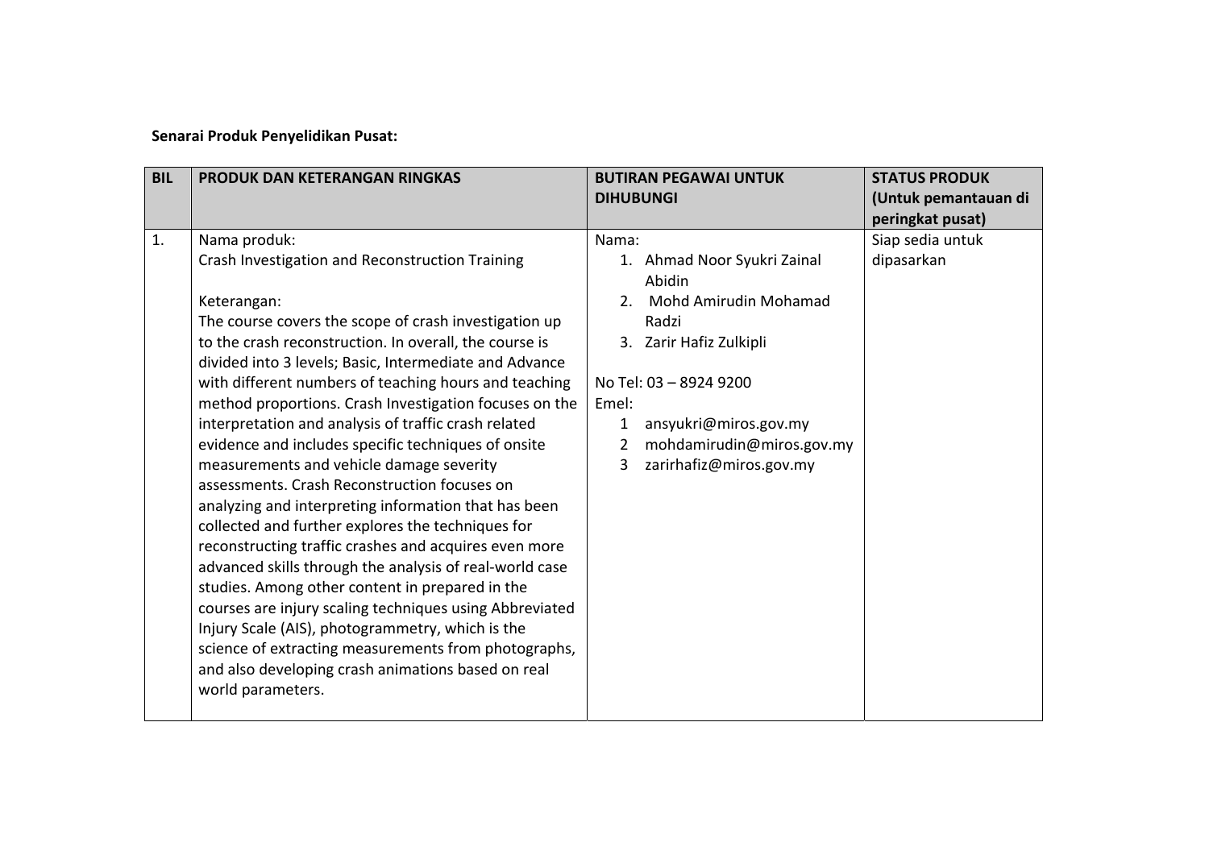**Senarai Produk Penyelidikan Pusat:**

| BIL | PRODUK DAN KETERANGAN RINGKAS | BUTIRAN PEGAWAI UNTUK DIHUBUNGI | STATUS PRODUK (Untuk pemantauan di peringkat pusat) |
|---|---|---|---|
| 1. | Nama produk:<br>Crash Investigation and Reconstruction Training<br><br>Keterangan:<br>The course covers the scope of crash investigation up to the crash reconstruction. In overall, the course is divided into 3 levels; Basic, Intermediate and Advance with different numbers of teaching hours and teaching method proportions. Crash Investigation focuses on the interpretation and analysis of traffic crash related evidence and includes specific techniques of onsite measurements and vehicle damage severity assessments. Crash Reconstruction focuses on analyzing and interpreting information that has been collected and further explores the techniques for reconstructing traffic crashes and acquires even more advanced skills through the analysis of real-world case studies. Among other content in prepared in the courses are injury scaling techniques using Abbreviated Injury Scale (AIS), photogrammetry, which is the science of extracting measurements from photographs, and also developing crash animations based on real world parameters. | Nama:<br>1. Ahmad Noor Syukri Zainal Abidin<br>2. Mohd Amirudin Mohamad Radzi<br>3. Zarir Hafiz Zulkipli<br><br>No Tel: 03 – 8924 9200<br>Emel:<br>1 ansyukri@miros.gov.my<br>2 mohdamirudin@miros.gov.my<br>3 zarirhafiz@miros.gov.my | Siap sedia untuk dipasarkan |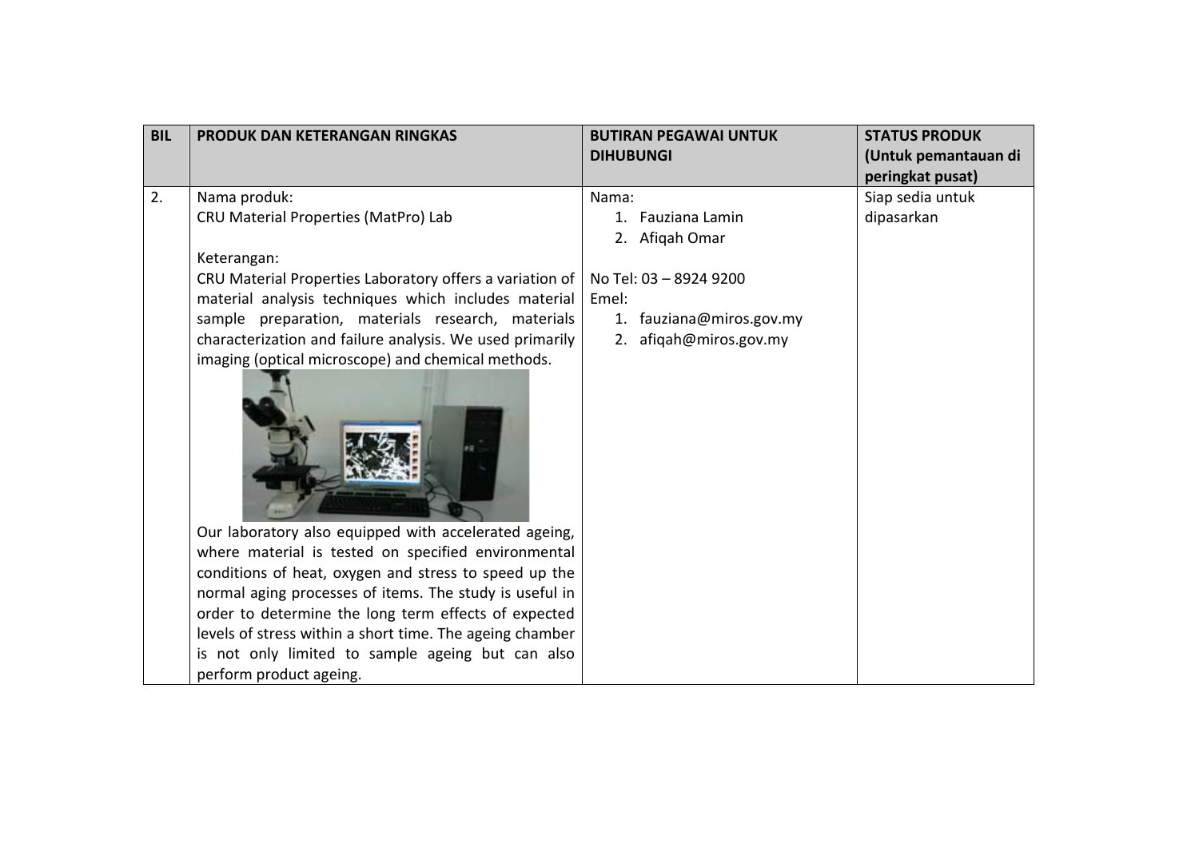| BIL | PRODUK DAN KETERANGAN RINGKAS | BUTIRAN PEGAWAI UNTUK DIHUBUNGI | STATUS PRODUK (Untuk pemantauan di peringkat pusat) |
|---|---|---|---|
| 2. | Nama produk:<br>CRU Material Properties (MatPro) Lab<br><br>Keterangan:<br>CRU Material Properties Laboratory offers a variation of material analysis techniques which includes material sample preparation, materials research, materials characterization and failure analysis. We used primarily imaging (optical microscope) and chemical methods.<br><br>Our laboratory also equipped with accelerated ageing, where material is tested on specified environmental conditions of heat, oxygen and stress to speed up the normal aging processes of items. The study is useful in order to determine the long term effects of expected levels of stress within a short time. The ageing chamber is not only limited to sample ageing but can also perform product ageing. | Nama:<br>1. Fauziana Lamin<br>2. Afiqah Omar<br><br>No Tel: 03 – 8924 9200<br>Emel:<br>1. fauziana@miros.gov.my<br>2. afiqah@miros.gov.my | Siap sedia untuk dipasarkan |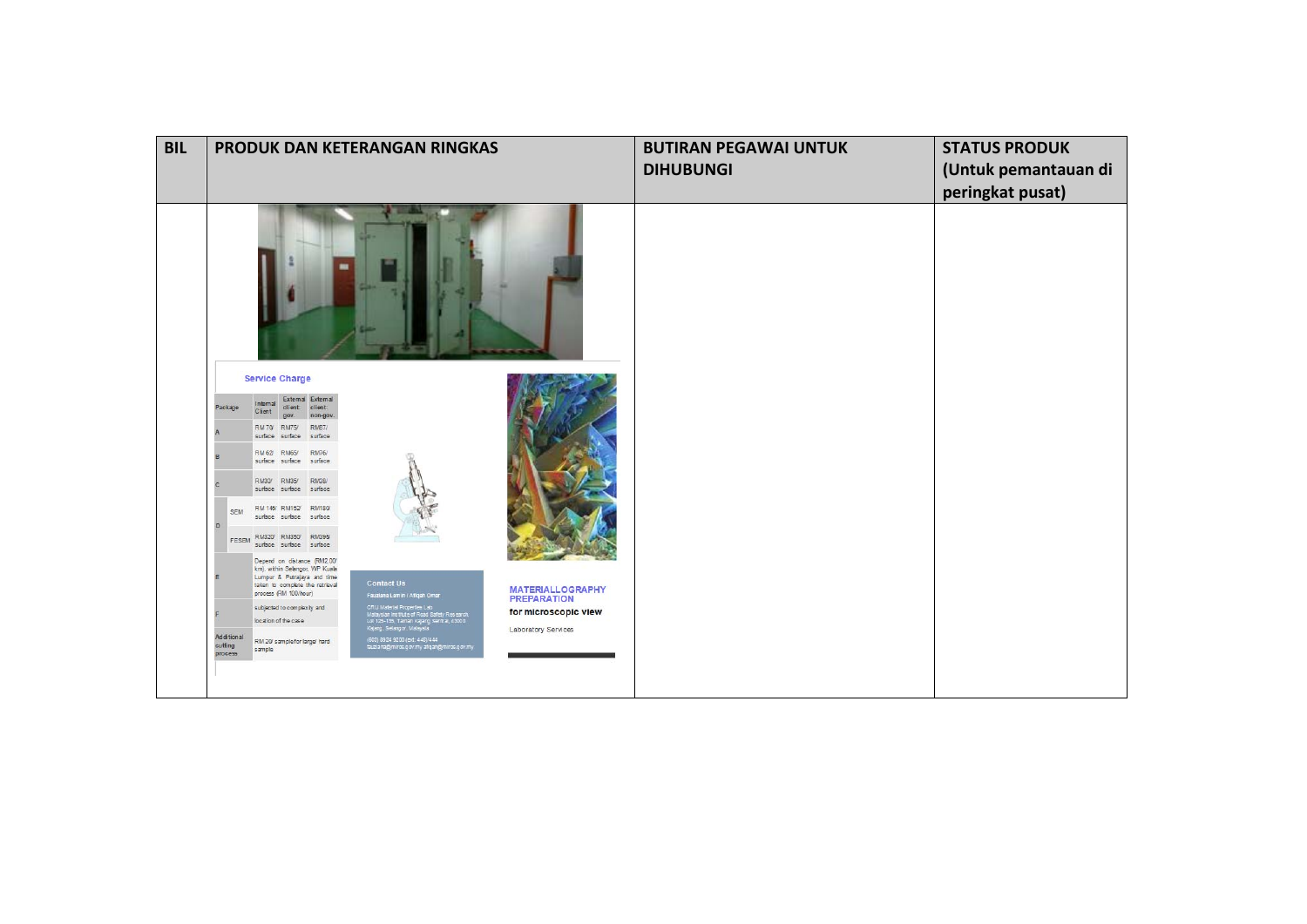| BIL | PRODUK DAN KETERANGAN RINGKAS | BUTIRAN PEGAWAI UNTUK DIHUBUNGI | STATUS PRODUK (Untuk pemantauan di peringkat pusat) |
| --- | --- | --- | --- |
| | Service Charge<br><br>Package / Internal Client / External client: gov. / External client: non-gov.<br>A: RM 70/ surface / RM75/ surface / RM87/ surface<br>B: RM 62/ surface / RM65/ surface / RM76/ surface<br>C: RM30/ surface / RM35/ surface / RM38/ surface<br>D SEM: RM 146/ surface / RM152/ surface / RM180/ surface<br>D FESEM: RM320/ surface / RM350/ surface / RM395/ surface<br>E: Depend on distance (RM2.00/ km), within Selangor, WP Kuala Lumpur & Putrajaya and time taken to complete the retrieval process (RM 100/hour)<br>F: subjected to complexity and location of the case<br>Additional cutting process: RM 20/ sample for large/ hard sample<br><br>Contact Us<br>Fauziana Lamin / Afiqah Omar<br>CFIU Material Properties Lab<br>Malaysian Institute of Road Safety Research<br>Lot 125-135, Taman Kajang Sentral, 43000 Kajang, Selangor, Malaysia<br>(603) 8924 9200 (ext: 440/444)<br>fauziana@miros.gov.my afiqah@miros.gov.my<br><br>MATERIALLOGRAPHY PREPARATION<br>for microscopic view<br>Laboratory Services | | |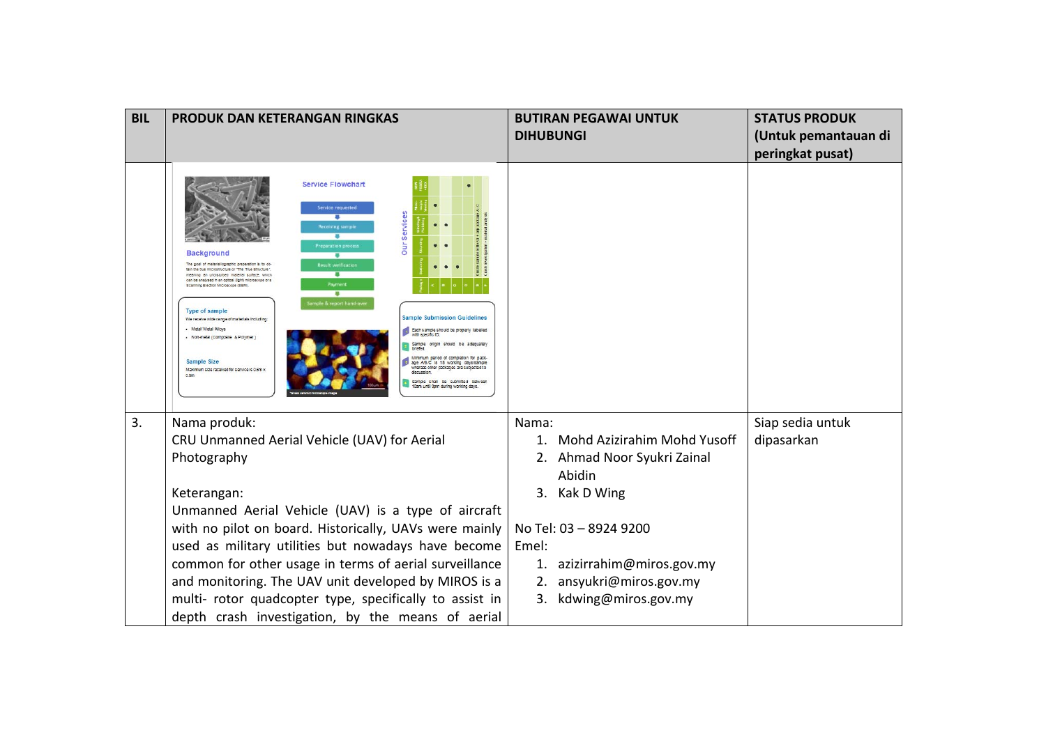| BIL | PRODUK DAN KETERANGAN RINGKAS | BUTIRAN PEGAWAI UNTUK DIHUBUNGI | STATUS PRODUK (Untuk pemantauan di peringkat pusat) |
|---|---|---|---|
| | | | |
| 3. | Nama produk:<br>CRU Unmanned Aerial Vehicle (UAV) for Aerial Photography<br><br>Keterangan:<br>Unmanned Aerial Vehicle (UAV) is a type of aircraft with no pilot on board. Historically, UAVs were mainly used as military utilities but nowadays have become common for other usage in terms of aerial surveillance and monitoring. The UAV unit developed by MIROS is a multi- rotor quadcopter type, specifically to assist in depth crash investigation, by the means of aerial | Nama:<br>1. Mohd Azizirahim Mohd Yusoff<br>2. Ahmad Noor Syukri Zainal Abidin<br>3. Kak D Wing<br><br>No Tel: 03 – 8924 9200<br>Emel:<br>1. azizirrahim@miros.gov.my<br>2. ansyukri@miros.gov.my<br>3. kdwing@miros.gov.my | Siap sedia untuk dipasarkan |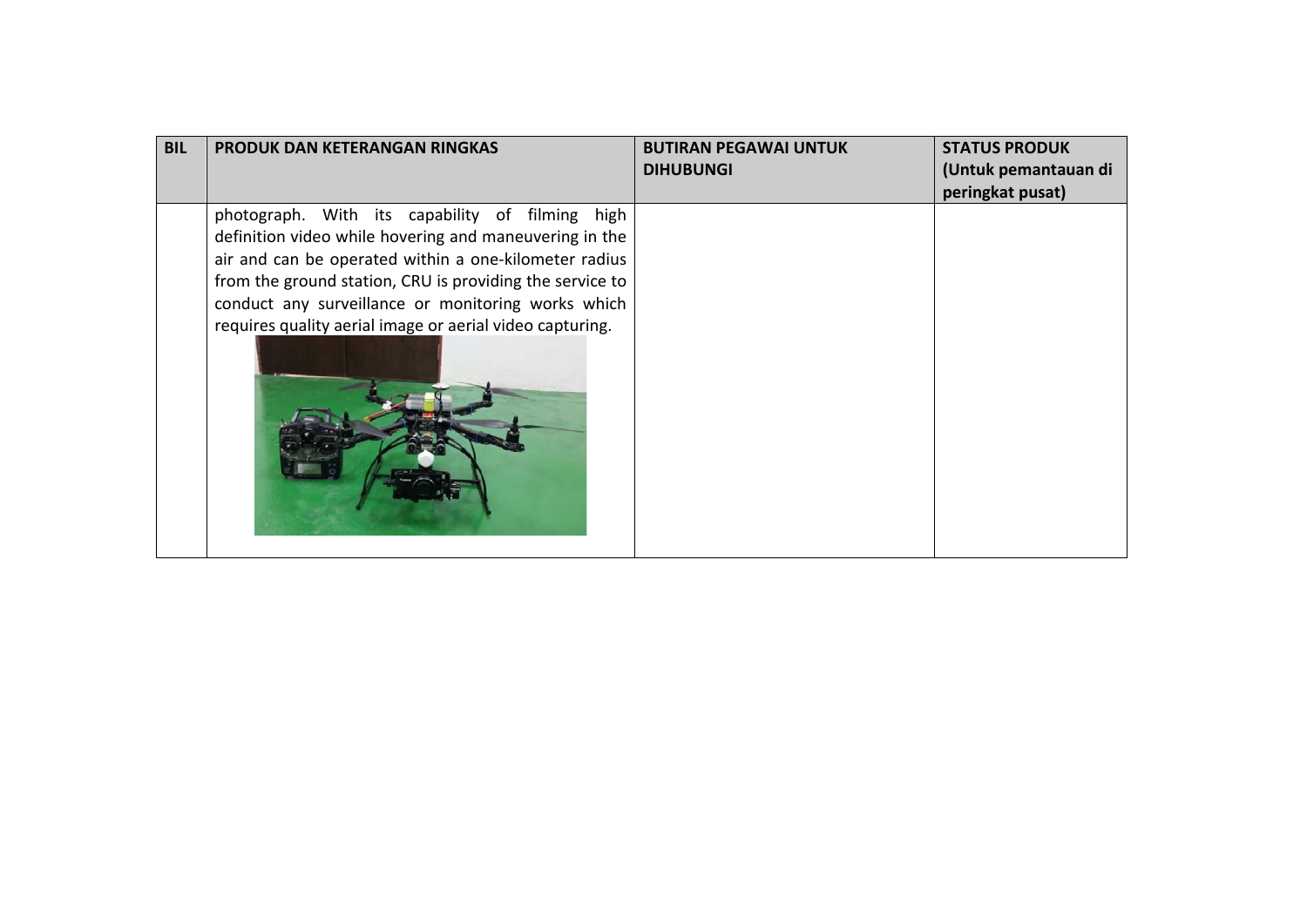| BIL | PRODUK DAN KETERANGAN RINGKAS | BUTIRAN PEGAWAI UNTUK DIHUBUNGI | STATUS PRODUK (Untuk pemantauan di peringkat pusat) |
| --- | --- | --- | --- |
| | photograph. With its capability of filming high definition video while hovering and maneuvering in the air and can be operated within a one-kilometer radius from the ground station, CRU is providing the service to conduct any surveillance or monitoring works which requires quality aerial image or aerial video capturing. | | |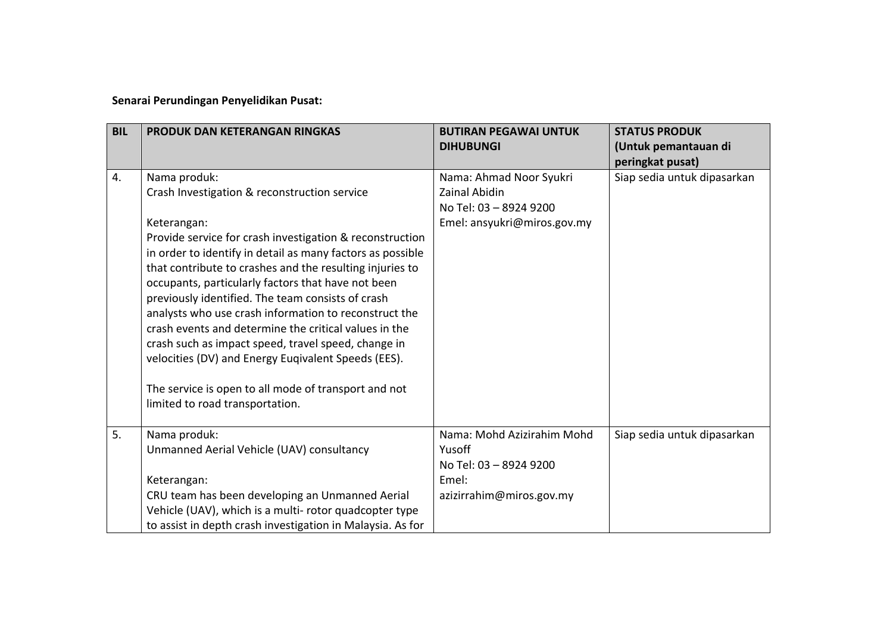**Senarai Perundingan Penyelidikan Pusat:**

| BIL | PRODUK DAN KETERANGAN RINGKAS | BUTIRAN PEGAWAI UNTUK DIHUBUNGI | STATUS PRODUK (Untuk pemantauan di peringkat pusat) |
|---|---|---|---|
| 4. | Nama produk:<br>Crash Investigation & reconstruction service<br><br>Keterangan:<br>Provide service for crash investigation & reconstruction in order to identify in detail as many factors as possible that contribute to crashes and the resulting injuries to occupants, particularly factors that have not been previously identified. The team consists of crash analysts who use crash information to reconstruct the crash events and determine the critical values in the crash such as impact speed, travel speed, change in velocities (DV) and Energy Euqivalent Speeds (EES).<br><br>The service is open to all mode of transport and not limited to road transportation. | Nama: Ahmad Noor Syukri Zainal Abidin<br>No Tel: 03 – 8924 9200<br>Emel: ansyukri@miros.gov.my | Siap sedia untuk dipasarkan |
| 5. | Nama produk:<br>Unmanned Aerial Vehicle (UAV) consultancy<br><br>Keterangan:<br>CRU team has been developing an Unmanned Aerial Vehicle (UAV), which is a multi- rotor quadcopter type to assist in depth crash investigation in Malaysia. As for | Nama: Mohd Azizirahim Mohd Yusoff<br>No Tel: 03 – 8924 9200<br>Emel:<br>azizirrahim@miros.gov.my | Siap sedia untuk dipasarkan |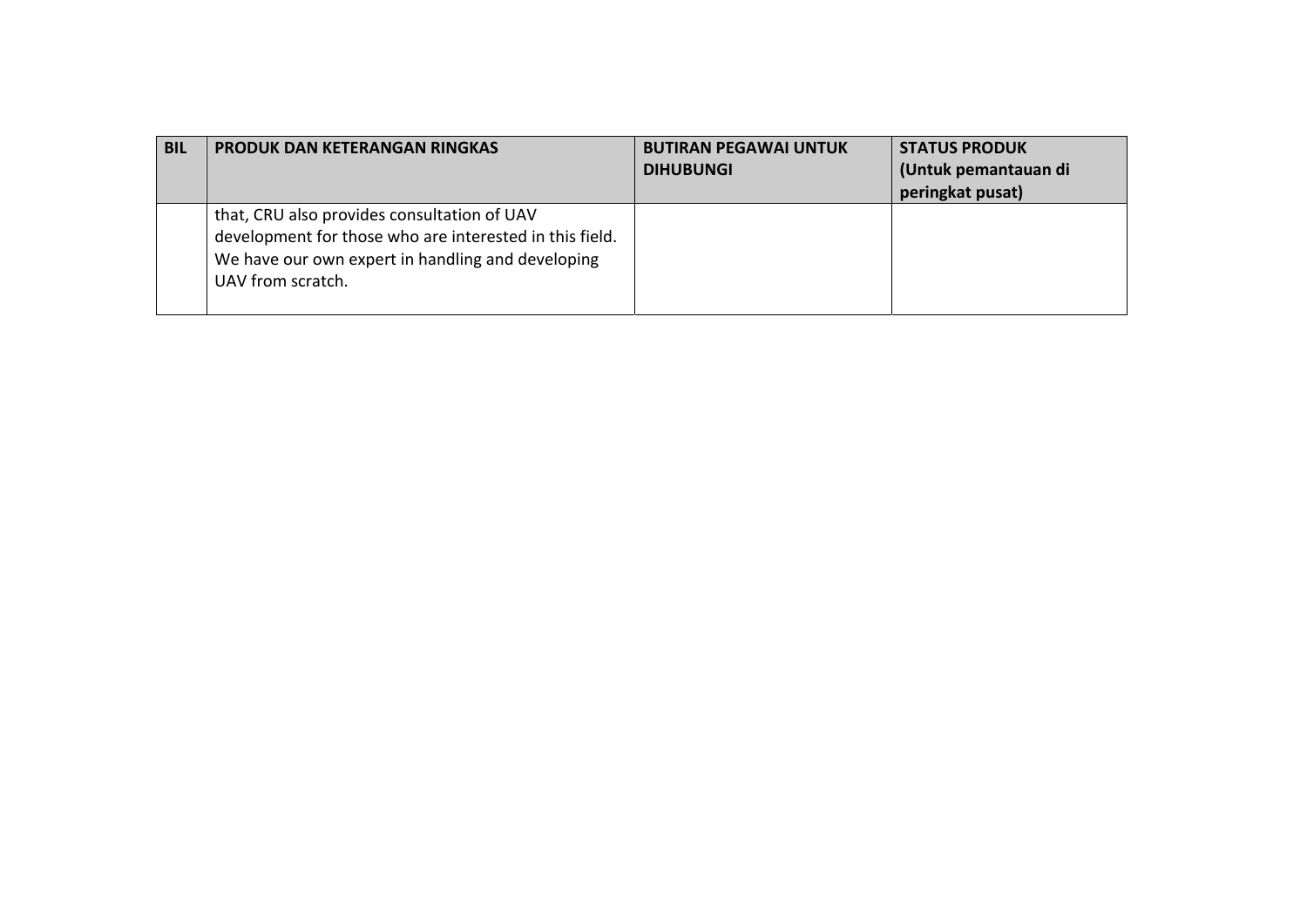| BIL | PRODUK DAN KETERANGAN RINGKAS | BUTIRAN PEGAWAI UNTUK DIHUBUNGI | STATUS PRODUK (Untuk pemantauan di peringkat pusat) |
|---|---|---|---|
| | that, CRU also provides consultation of UAV development for those who are interested in this field. We have our own expert in handling and developing UAV from scratch. | | |